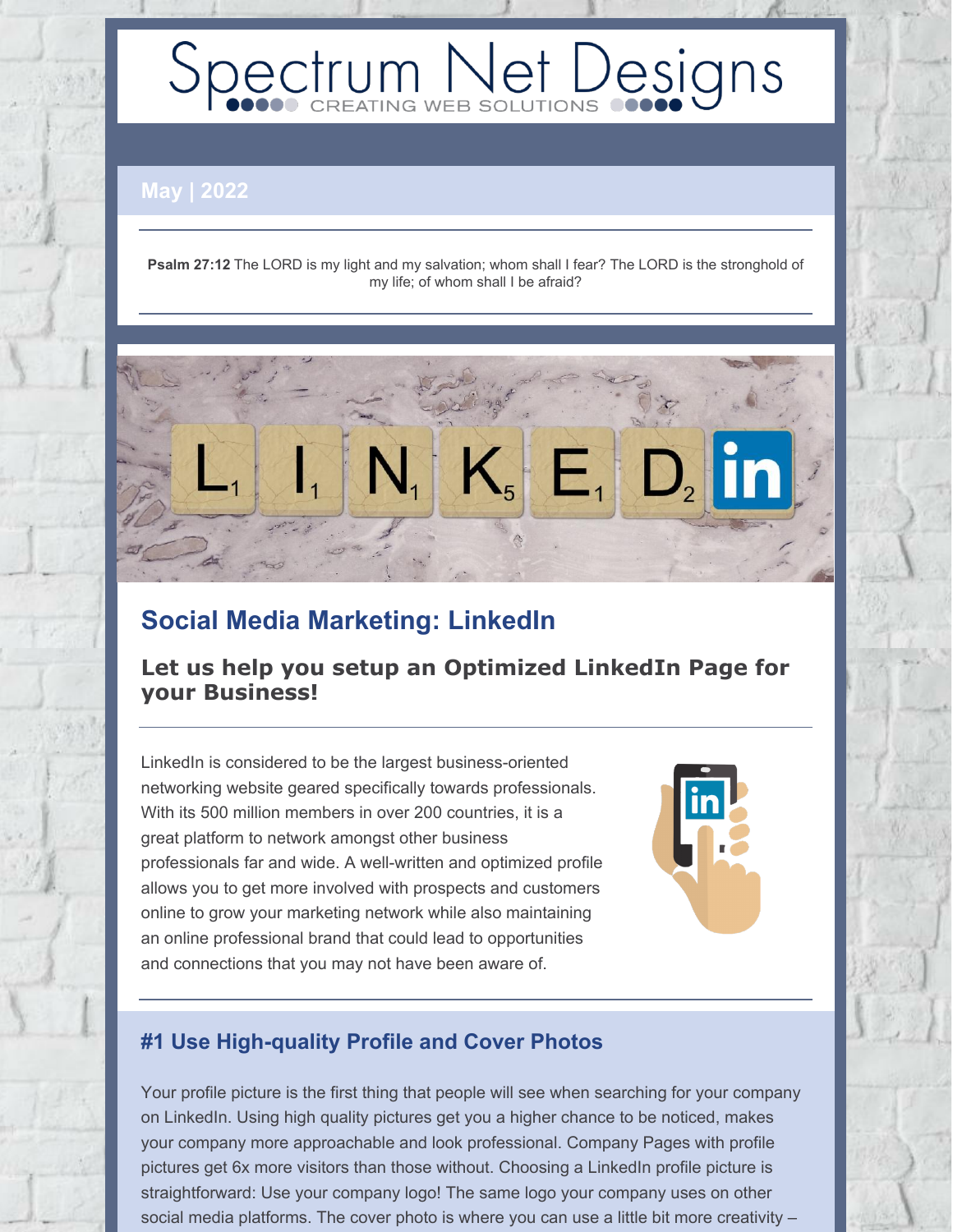# Spectrum Net Designs

CREATING WEB SOLUTIONS

**May | 2022**

**Psalm 27:12** The LORD is my light and my salvation; whom shall I fear? The LORD is the stronghold of my life; of whom shall I be afraid?

## Social Media Marketing: LinkedIn

### Let us help you setup an Optimized LinkedIn Page for your Business!

LinkedIn is considered to be the largest business-oriented networking website geared specifically towards professionals. With its 500 million members in over 200 countries, it is a great platform to network amongst other business professionals far and wide. A well-written and optimized profile allows you to get more involved with prospects and customers online to grow your marketing network while also maintaining an online professional brand that could lead to opportunities and connections that you may not have been aware of.

### #1 Use High-quality Profile and Cover Photos

Your profile picture is the first thing that people will see when searching for your company on LinkedIn. Using high quality pictures get you a higher chance to be noticed, makes your company more approachable and look professional. Company Pages with profile pictures get 6x more visitors than those without. Choosing a LinkedIn profile picture is straightforward: Use your company logo! The same logo your company uses on other social media platforms. The cover photo is where you can use a little bit more creativity –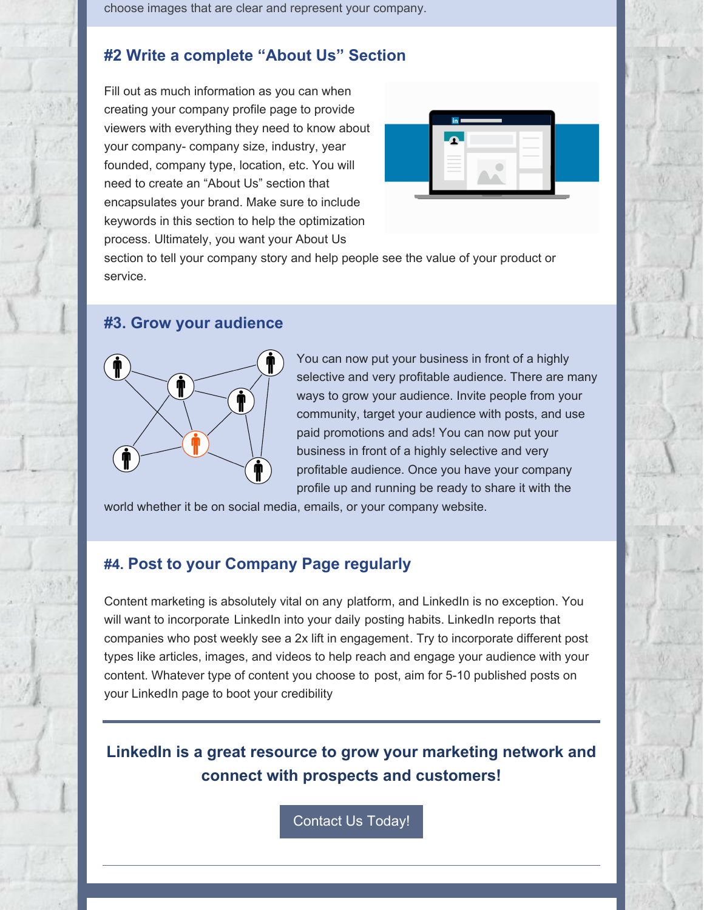choose images that are clear and represent your company.

## #2 Write a complete "About Us" Section

Fill out as much information as you can when creating your company profile page to provide viewers with everything they need to know about your company- company size, industry, year founded, company type, location, etc. You will need to create an "About Us" section that encapsulates your brand. Make sure to include keywords in this section to help the optimization process. Ultimately, you want your About Us section to tell your company story and help people see the value of your product or service.

## #3. Grow your audience

You can now put your business in front of a highly selective and very profitable audience. There are many ways to grow your audience. Invite people from your community, target your audience with posts, and use paid promotions and ads! You can now put your business in front of a highly selective and very profitable audience. Once you have your company profile up and running be ready to share it with the world whether it be on social media, emails, or your company website.

## #4. Post to your Company Page regularly

Content marketing is absolutely vital on any platform, and LinkedIn is no exception. You will want to incorporate LinkedIn into your daily posting habits. LinkedIn reports that companies who post weekly see a 2x lift in engagement. Try to incorporate different post types like articles, images, and videos to help reach and engage your audience with your content. Whatever type of content you choose to post, aim for 5-10 published posts on your LinkedIn page to boot your credibility

---

**LinkedIn is a great resource to grow your marketing network and connect with prospects and customers!**

Contact Us Today!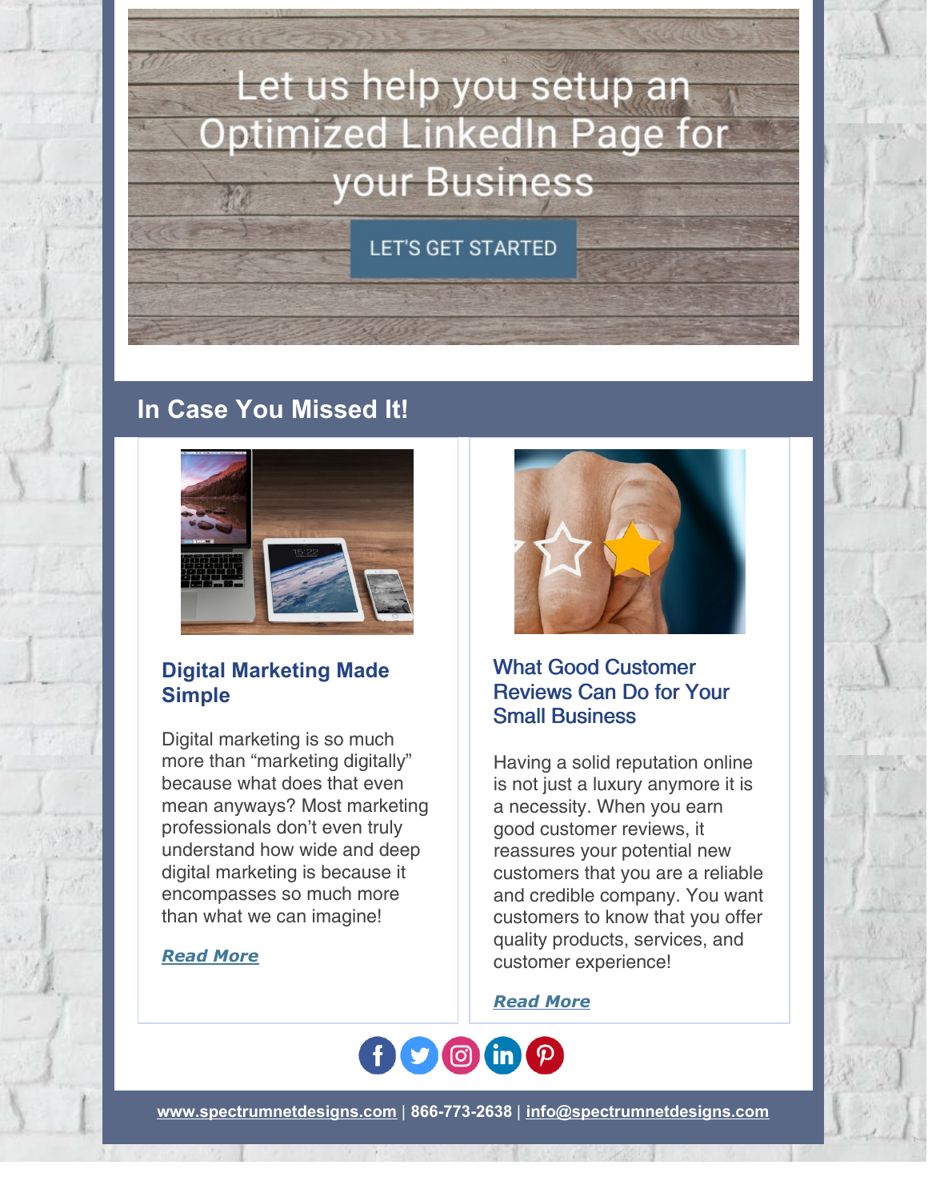# Let us help you setup an Optimized LinkedIn Page for your Business

LET'S GET STARTED

## In Case You Missed It!

### Digital Marketing Made Simple

Digital marketing is so much more than "marketing digitally" because what does that even mean anyways? Most marketing professionals don't even truly understand how wide and deep digital marketing is because it encompasses so much more than what we can imagine!

***Read More***

### What Good Customer Reviews Can Do for Your Small Business

Having a solid reputation online is not just a luxury anymore it is a necessity. When you earn good customer reviews, it reassures your potential new customers that you are a reliable and credible company. You want customers to know that you offer quality products, services, and customer experience!

***Read More***

**www.spectrumnetdesigns.com** | **866-773-2638** | **info@spectrumnetdesigns.com**